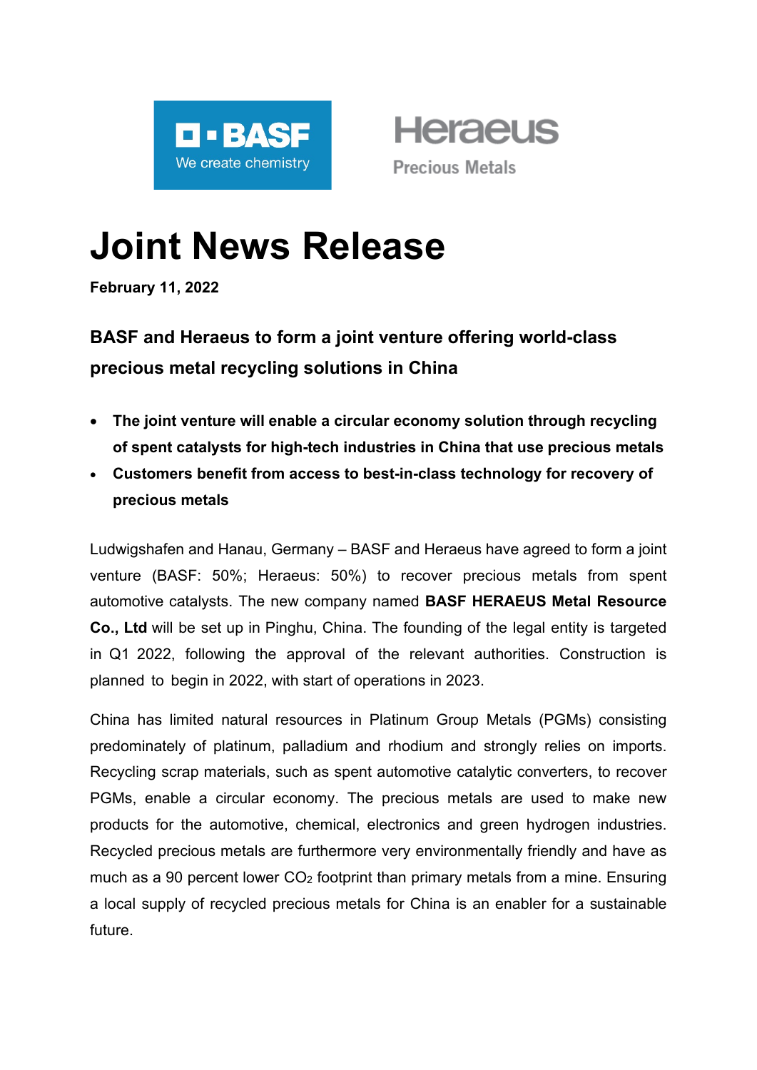BASF We create chemistry

Heraeus Precious Metals

# Joint News Release

**February 11, 2022**

## BASF and Heraeus to form a joint venture offering world-class precious metal recycling solutions in China

- **The joint venture will enable a circular economy solution through recycling of spent catalysts for high-tech industries in China that use precious metals**
- **Customers benefit from access to best-in-class technology for recovery of precious metals**

Ludwigshafen and Hanau, Germany – BASF and Heraeus have agreed to form a joint venture (BASF: 50%; Heraeus: 50%) to recover precious metals from spent automotive catalysts. The new company named **BASF HERAEUS Metal Resource Co., Ltd** will be set up in Pinghu, China. The founding of the legal entity is targeted in Q1 2022, following the approval of the relevant authorities. Construction is planned to begin in 2022, with start of operations in 2023.

China has limited natural resources in Platinum Group Metals (PGMs) consisting predominately of platinum, palladium and rhodium and strongly relies on imports. Recycling scrap materials, such as spent automotive catalytic converters, to recover PGMs, enable a circular economy. The precious metals are used to make new products for the automotive, chemical, electronics and green hydrogen industries. Recycled precious metals are furthermore very environmentally friendly and have as much as a 90 percent lower $CO_2$ footprint than primary metals from a mine. Ensuring a local supply of recycled precious metals for China is an enabler for a sustainable future.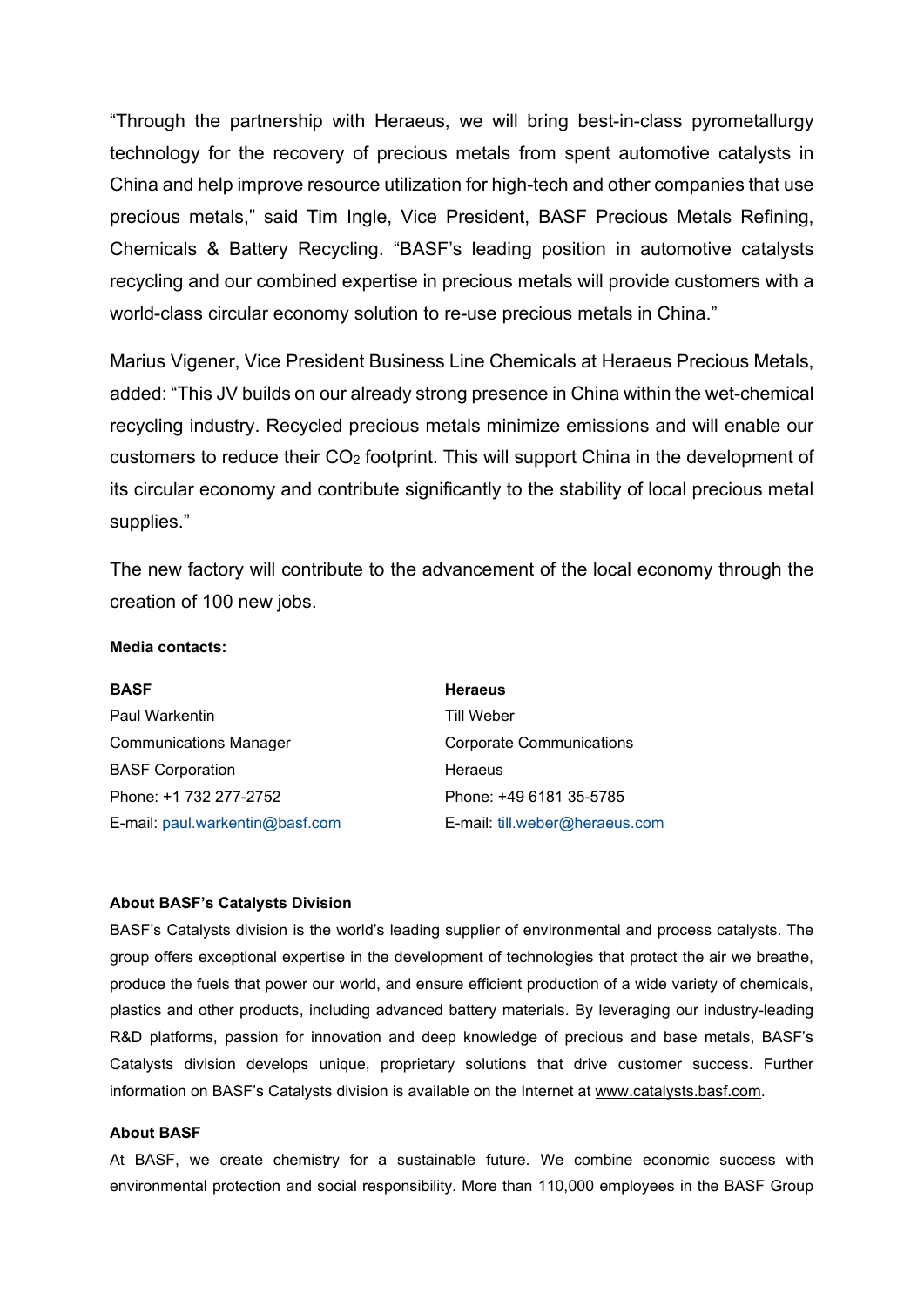"Through the partnership with Heraeus, we will bring best-in-class pyrometallurgy technology for the recovery of precious metals from spent automotive catalysts in China and help improve resource utilization for high-tech and other companies that use precious metals," said Tim Ingle, Vice President, BASF Precious Metals Refining, Chemicals & Battery Recycling. "BASF's leading position in automotive catalysts recycling and our combined expertise in precious metals will provide customers with a world-class circular economy solution to re-use precious metals in China."

Marius Vigener, Vice President Business Line Chemicals at Heraeus Precious Metals, added: "This JV builds on our already strong presence in China within the wet-chemical recycling industry. Recycled precious metals minimize emissions and will enable our customers to reduce their $CO_2$ footprint. This will support China in the development of its circular economy and contribute significantly to the stability of local precious metal supplies."

The new factory will contribute to the advancement of the local economy through the creation of 100 new jobs.

**Media contacts:**

**BASF**
Paul Warkentin
Communications Manager
BASF Corporation
Phone: +1 732 277-2752
E-mail: paul.warkentin@basf.com

**Heraeus**
Till Weber
Corporate Communications
Heraeus
Phone: +49 6181 35-5785
E-mail: till.weber@heraeus.com

**About BASF's Catalysts Division**

BASF's Catalysts division is the world's leading supplier of environmental and process catalysts. The group offers exceptional expertise in the development of technologies that protect the air we breathe, produce the fuels that power our world, and ensure efficient production of a wide variety of chemicals, plastics and other products, including advanced battery materials. By leveraging our industry-leading R&D platforms, passion for innovation and deep knowledge of precious and base metals, BASF's Catalysts division develops unique, proprietary solutions that drive customer success. Further information on BASF's Catalysts division is available on the Internet at www.catalysts.basf.com.

**About BASF**

At BASF, we create chemistry for a sustainable future. We combine economic success with environmental protection and social responsibility. More than 110,000 employees in the BASF Group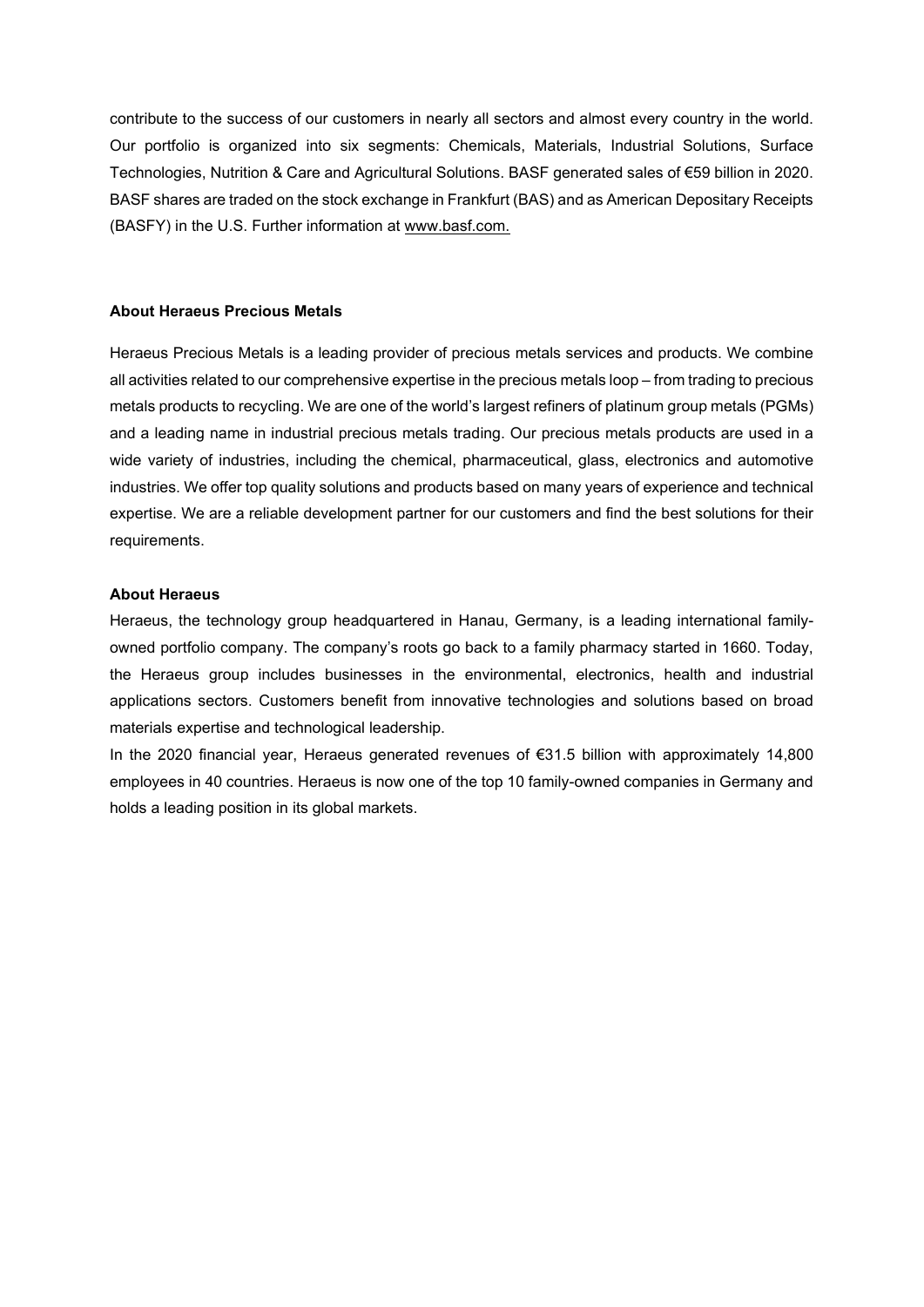contribute to the success of our customers in nearly all sectors and almost every country in the world. Our portfolio is organized into six segments: Chemicals, Materials, Industrial Solutions, Surface Technologies, Nutrition & Care and Agricultural Solutions. BASF generated sales of €59 billion in 2020. BASF shares are traded on the stock exchange in Frankfurt (BAS) and as American Depositary Receipts (BASFY) in the U.S. Further information at www.basf.com.

**About Heraeus Precious Metals**

Heraeus Precious Metals is a leading provider of precious metals services and products. We combine all activities related to our comprehensive expertise in the precious metals loop – from trading to precious metals products to recycling. We are one of the world's largest refiners of platinum group metals (PGMs) and a leading name in industrial precious metals trading. Our precious metals products are used in a wide variety of industries, including the chemical, pharmaceutical, glass, electronics and automotive industries. We offer top quality solutions and products based on many years of experience and technical expertise. We are a reliable development partner for our customers and find the best solutions for their requirements.

**About Heraeus**

Heraeus, the technology group headquartered in Hanau, Germany, is a leading international family-owned portfolio company. The company's roots go back to a family pharmacy started in 1660. Today, the Heraeus group includes businesses in the environmental, electronics, health and industrial applications sectors. Customers benefit from innovative technologies and solutions based on broad materials expertise and technological leadership.

In the 2020 financial year, Heraeus generated revenues of €31.5 billion with approximately 14,800 employees in 40 countries. Heraeus is now one of the top 10 family-owned companies in Germany and holds a leading position in its global markets.